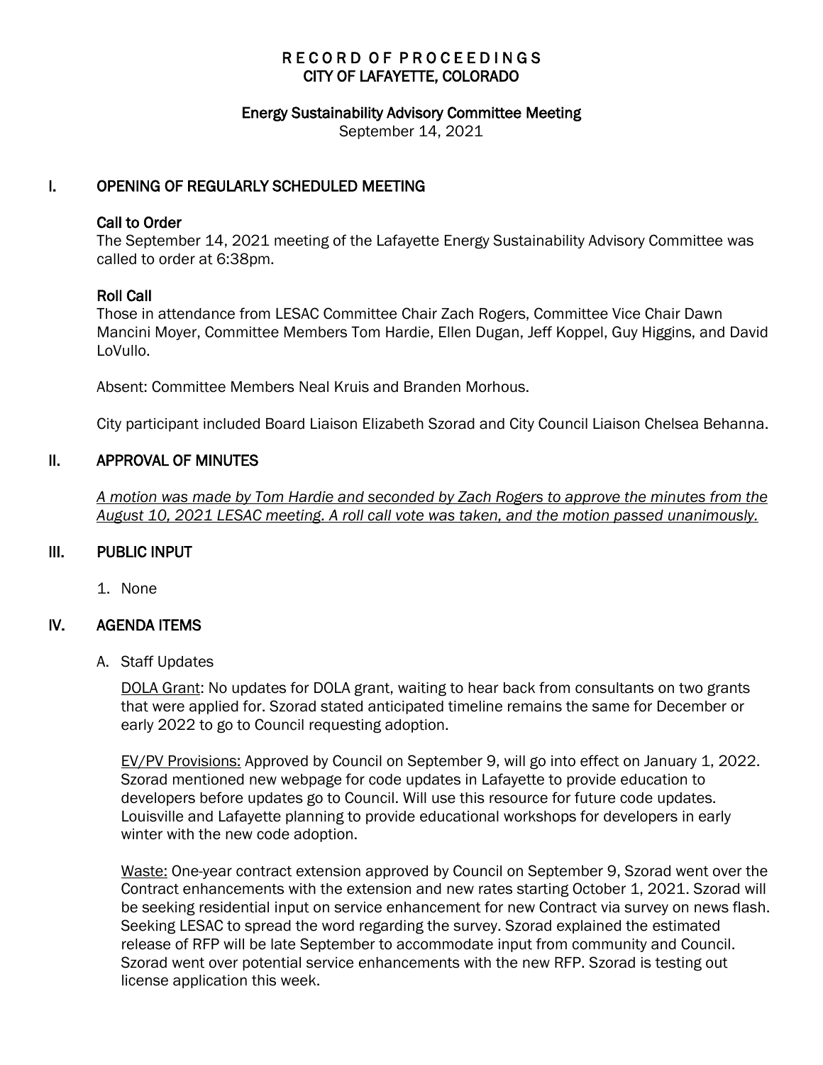# RECORD OF PROCEEDINGS
# CITY OF LAFAYETTE, COLORADO

## Energy Sustainability Advisory Committee Meeting

September 14, 2021

## I. OPENING OF REGULARLY SCHEDULED MEETING

### Call to Order

The September 14, 2021 meeting of the Lafayette Energy Sustainability Advisory Committee was called to order at 6:38pm.

### Roll Call

Those in attendance from LESAC Committee Chair Zach Rogers, Committee Vice Chair Dawn Mancini Moyer, Committee Members Tom Hardie, Ellen Dugan, Jeff Koppel, Guy Higgins, and David LoVullo.

Absent: Committee Members Neal Kruis and Branden Morhous.

City participant included Board Liaison Elizabeth Szorad and City Council Liaison Chelsea Behanna.

## II. APPROVAL OF MINUTES

*A motion was made by Tom Hardie and seconded by Zach Rogers to approve the minutes from the August 10, 2021 LESAC meeting. A roll call vote was taken, and the motion passed unanimously.*

## III. PUBLIC INPUT

1. None

## IV. AGENDA ITEMS

A. Staff Updates

DOLA Grant: No updates for DOLA grant, waiting to hear back from consultants on two grants that were applied for. Szorad stated anticipated timeline remains the same for December or early 2022 to go to Council requesting adoption.

EV/PV Provisions: Approved by Council on September 9, will go into effect on January 1, 2022. Szorad mentioned new webpage for code updates in Lafayette to provide education to developers before updates go to Council. Will use this resource for future code updates. Louisville and Lafayette planning to provide educational workshops for developers in early winter with the new code adoption.

Waste: One-year contract extension approved by Council on September 9, Szorad went over the Contract enhancements with the extension and new rates starting October 1, 2021. Szorad will be seeking residential input on service enhancement for new Contract via survey on news flash. Seeking LESAC to spread the word regarding the survey. Szorad explained the estimated release of RFP will be late September to accommodate input from community and Council. Szorad went over potential service enhancements with the new RFP. Szorad is testing out license application this week.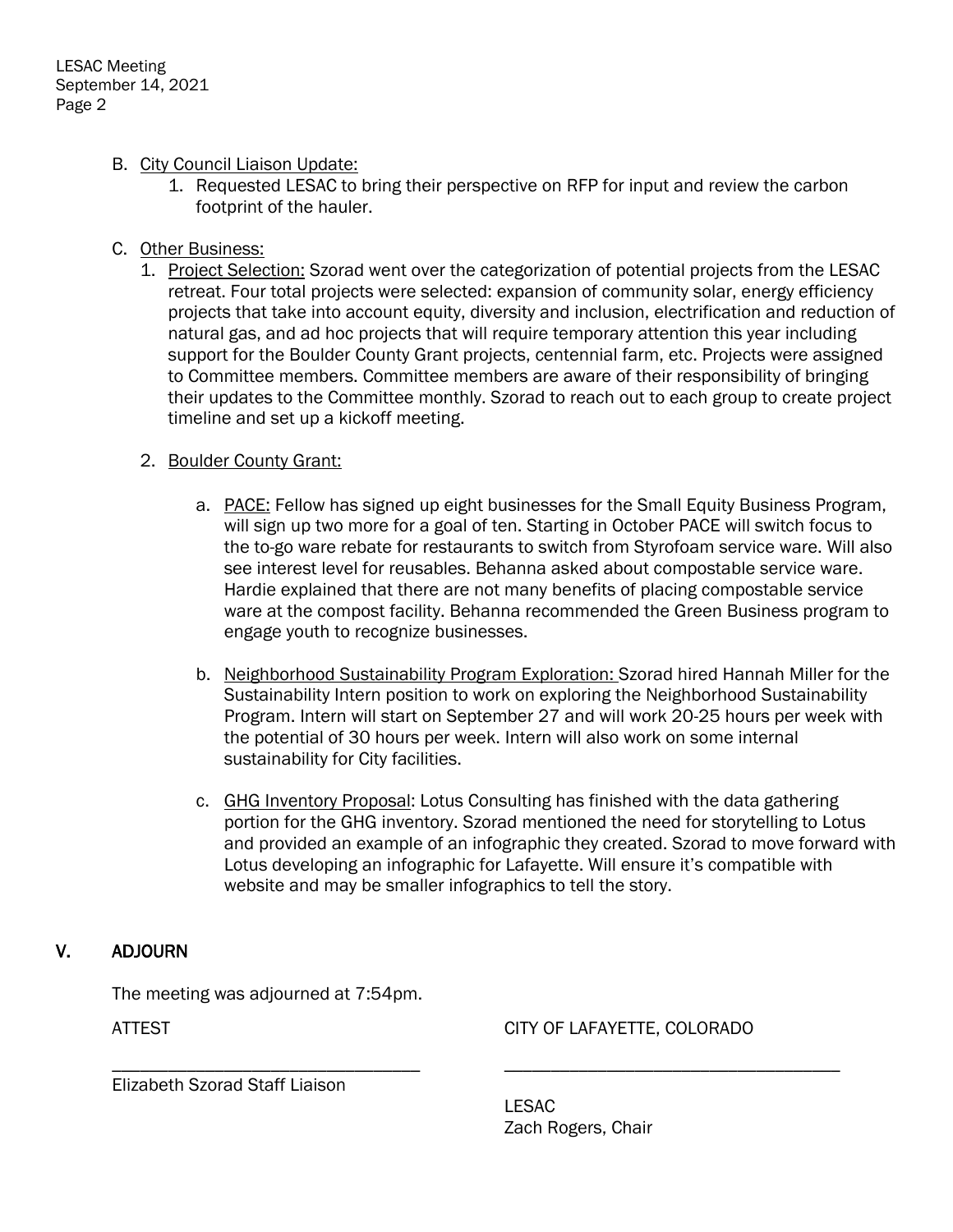B. <u>City Council Liaison Update:</u>

1. Requested LESAC to bring their perspective on RFP for input and review the carbon footprint of the hauler.

C. <u>Other Business:</u>

1. <u>Project Selection:</u> Szorad went over the categorization of potential projects from the LESAC retreat. Four total projects were selected: expansion of community solar, energy efficiency projects that take into account equity, diversity and inclusion, electrification and reduction of natural gas, and ad hoc projects that will require temporary attention this year including support for the Boulder County Grant projects, centennial farm, etc. Projects were assigned to Committee members. Committee members are aware of their responsibility of bringing their updates to the Committee monthly. Szorad to reach out to each group to create project timeline and set up a kickoff meeting.

2. <u>Boulder County Grant:</u>

   a. <u>PACE:</u> Fellow has signed up eight businesses for the Small Equity Business Program, will sign up two more for a goal of ten. Starting in October PACE will switch focus to the to-go ware rebate for restaurants to switch from Styrofoam service ware. Will also see interest level for reusables. Behanna asked about compostable service ware. Hardie explained that there are not many benefits of placing compostable service ware at the compost facility. Behanna recommended the Green Business program to engage youth to recognize businesses.

   b. <u>Neighborhood Sustainability Program Exploration:</u> Szorad hired Hannah Miller for the Sustainability Intern position to work on exploring the Neighborhood Sustainability Program. Intern will start on September 27 and will work 20-25 hours per week with the potential of 30 hours per week. Intern will also work on some internal sustainability for City facilities.

   c. <u>GHG Inventory Proposal</u>: Lotus Consulting has finished with the data gathering portion for the GHG inventory. Szorad mentioned the need for storytelling to Lotus and provided an example of an infographic they created. Szorad to move forward with Lotus developing an infographic for Lafayette. Will ensure it's compatible with website and may be smaller infographics to tell the story.

## V. ADJOURN

The meeting was adjourned at 7:54pm.

ATTEST

\_\_\_\_\_\_\_\_\_\_\_\_\_\_\_\_\_\_\_\_\_\_\_\_\_\_\_\_\_\_\_\_

Elizabeth Szorad Staff Liaison

CITY OF LAFAYETTE, COLORADO

\_\_\_\_\_\_\_\_\_\_\_\_\_\_\_\_\_\_\_\_\_\_\_\_\_\_\_\_\_\_\_\_

LESAC
Zach Rogers, Chair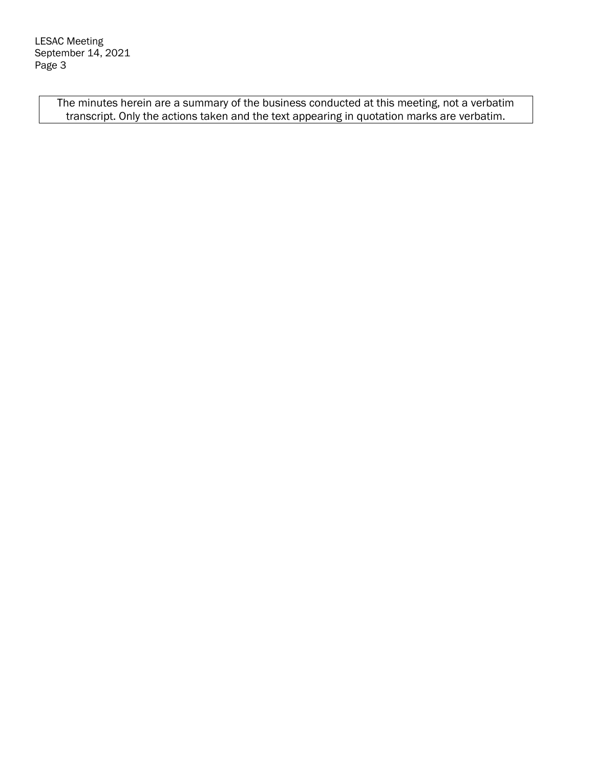The minutes herein are a summary of the business conducted at this meeting, not a verbatim transcript. Only the actions taken and the text appearing in quotation marks are verbatim.